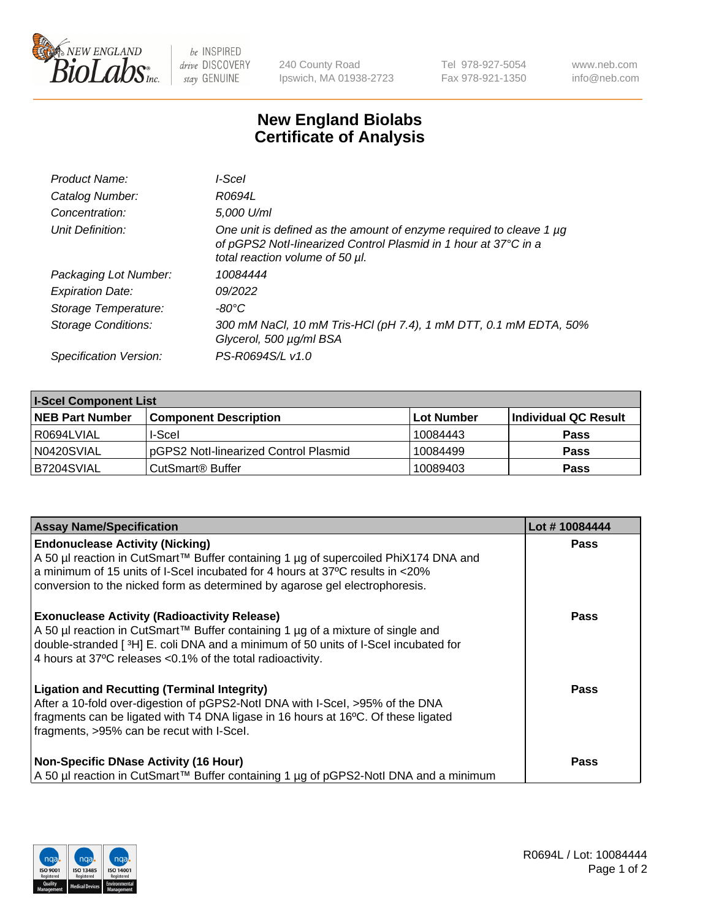# New England Biolabs Certificate of Analysis

| | |
|---|---|
| *Product Name:* | *I-SceI* |
| *Catalog Number:* | *R0694L* |
| *Concentration:* | *5,000 U/ml* |
| *Unit Definition:* | *One unit is defined as the amount of enzyme required to cleave 1 µg of pGPS2 NotI-linearized Control Plasmid in 1 hour at 37°C in a total reaction volume of 50 µl.* |
| *Packaging Lot Number:* | *10084444* |
| *Expiration Date:* | *09/2022* |
| *Storage Temperature:* | *-80°C* |
| *Storage Conditions:* | *300 mM NaCl, 10 mM Tris-HCl (pH 7.4), 1 mM DTT, 0.1 mM EDTA, 50% Glycerol, 500 µg/ml BSA* |
| *Specification Version:* | *PS-R0694S/L v1.0* |

| I-SceI Component List | | | |
|---|---|---|---|
| **NEB Part Number** | **Component Description** | **Lot Number** | **Individual QC Result** |
| R0694LVIAL | I-SceI | 10084443 | **Pass** |
| N0420SVIAL | pGPS2 NotI-linearized Control Plasmid | 10084499 | **Pass** |
| B7204SVIAL | CutSmart® Buffer | 10089403 | **Pass** |

| Assay Name/Specification | Lot # 10084444 |
|---|---|
| **Endonuclease Activity (Nicking)**<br>A 50 µl reaction in CutSmart™ Buffer containing 1 µg of supercoiled PhiX174 DNA and a minimum of 15 units of I-SceI incubated for 4 hours at 37ºC results in <20% conversion to the nicked form as determined by agarose gel electrophoresis. | **Pass** |
| **Exonuclease Activity (Radioactivity Release)**<br>A 50 µl reaction in CutSmart™ Buffer containing 1 µg of a mixture of single and double-stranded [ $^{3}$H] E. coli DNA and a minimum of 50 units of I-SceI incubated for 4 hours at 37ºC releases <0.1% of the total radioactivity. | **Pass** |
| **Ligation and Recutting (Terminal Integrity)**<br>After a 10-fold over-digestion of pGPS2-NotI DNA with I-SceI, >95% of the DNA fragments can be ligated with T4 DNA ligase in 16 hours at 16ºC. Of these ligated fragments, >95% can be recut with I-SceI. | **Pass** |
| **Non-Specific DNase Activity (16 Hour)**<br>A 50 µl reaction in CutSmart™ Buffer containing 1 µg of pGPS2-NotI DNA and a minimum | **Pass** |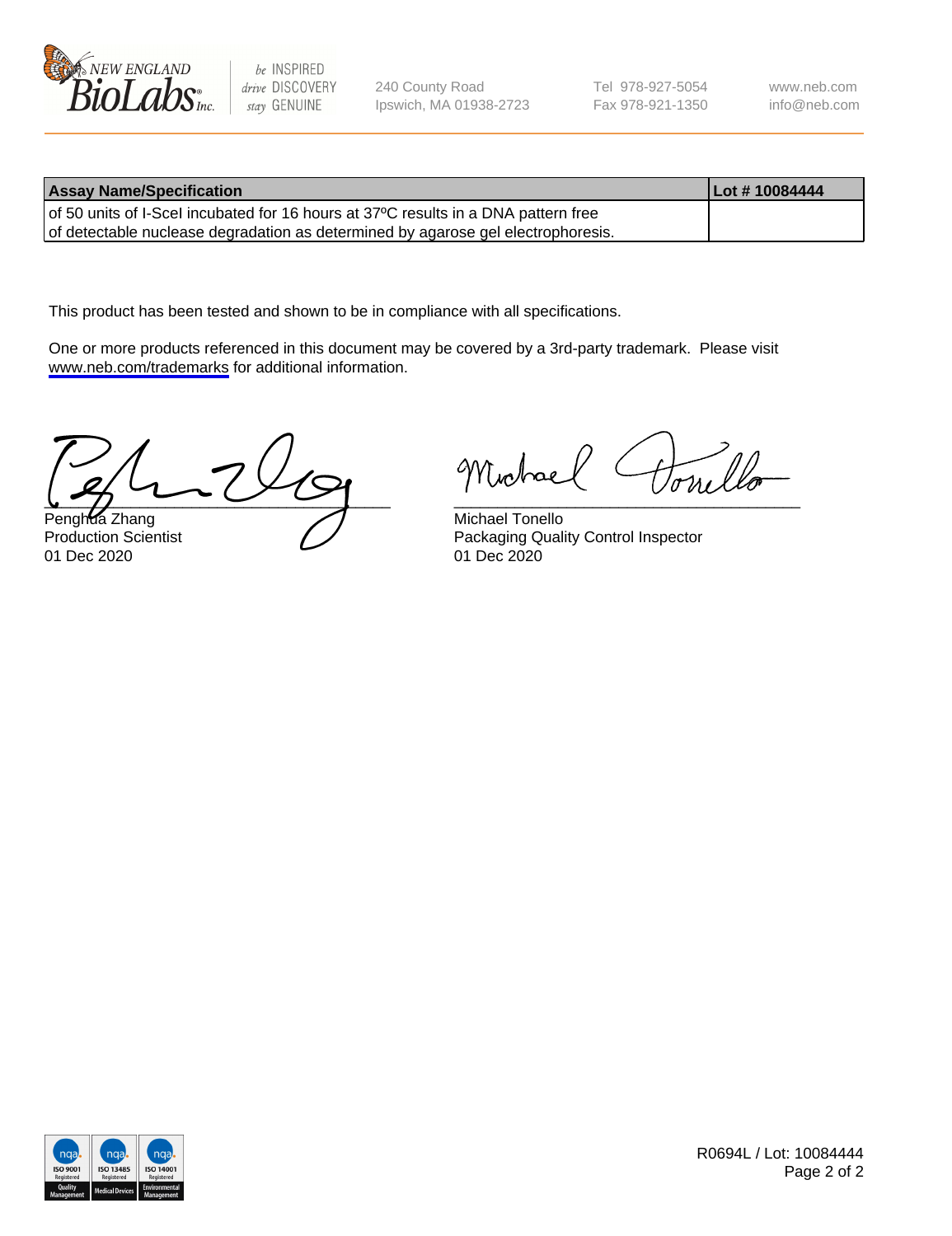| Assay Name/Specification | Lot # 10084444 |
|---|---|
| of 50 units of I-SceI incubated for 16 hours at 37ºC results in a DNA pattern free of detectable nuclease degradation as determined by agarose gel electrophoresis. | |

This product has been tested and shown to be in compliance with all specifications.

One or more products referenced in this document may be covered by a 3rd-party trademark. Please visit www.neb.com/trademarks for additional information.

Penghua Zhang
Production Scientist
01 Dec 2020

Michael Tonello
Packaging Quality Control Inspector
01 Dec 2020

R0694L / Lot: 10084444